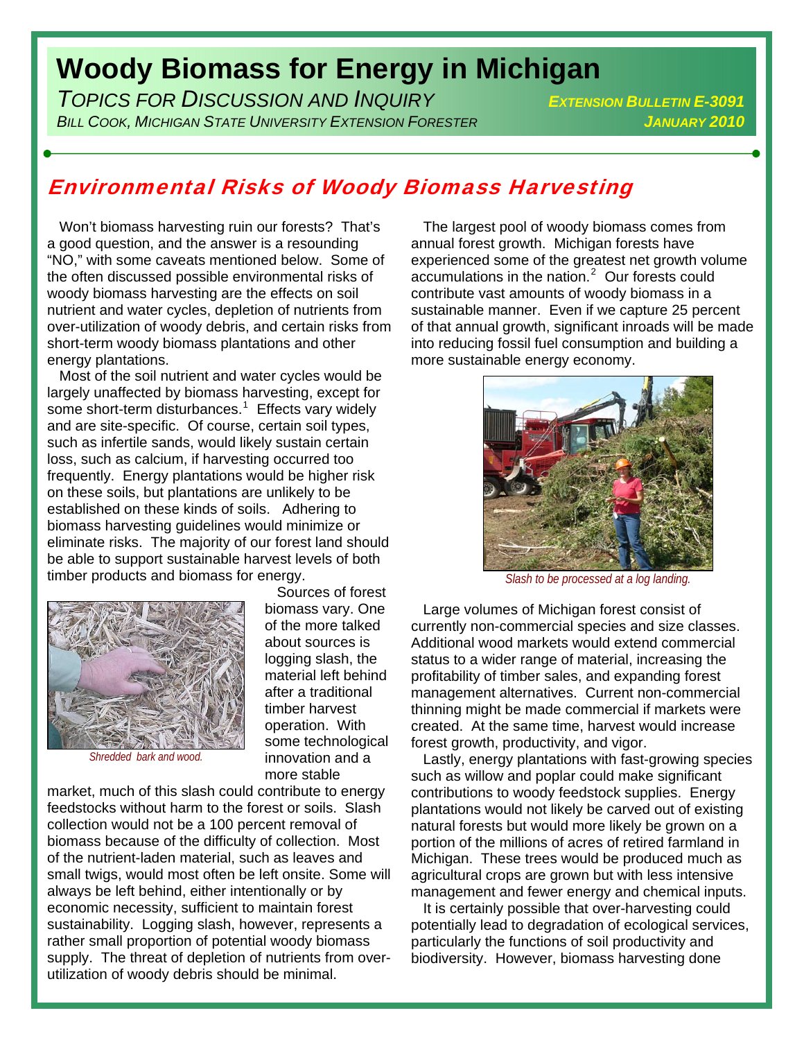# Woody Biomass for Energy in Michigan

*Topics for Discussion and Inquiry*

*Bill Cook, Michigan State University Extension Forester*

***Extension Bulletin E-3091***

***January 2010***

## Environmental Risks of Woody Biomass Harvesting

Won't biomass harvesting ruin our forests? That's a good question, and the answer is a resounding "NO," with some caveats mentioned below. Some of the often discussed possible environmental risks of woody biomass harvesting are the effects on soil nutrient and water cycles, depletion of nutrients from over-utilization of woody debris, and certain risks from short-term woody biomass plantations and other energy plantations.

Most of the soil nutrient and water cycles would be largely unaffected by biomass harvesting, except for some short-term disturbances.[1] Effects vary widely and are site-specific. Of course, certain soil types, such as infertile sands, would likely sustain certain loss, such as calcium, if harvesting occurred too frequently. Energy plantations would be higher risk on these soils, but plantations are unlikely to be established on these kinds of soils. Adhering to biomass harvesting guidelines would minimize or eliminate risks. The majority of our forest land should be able to support sustainable harvest levels of both timber products and biomass for energy.

*Shredded bark and wood.*

Sources of forest biomass vary. One of the more talked about sources is logging slash, the material left behind after a traditional timber harvest operation. With some technological innovation and a more stable market, much of this slash could contribute to energy feedstocks without harm to the forest or soils. Slash collection would not be a 100 percent removal of biomass because of the difficulty of collection. Most of the nutrient-laden material, such as leaves and small twigs, would most often be left onsite. Some will always be left behind, either intentionally or by economic necessity, sufficient to maintain forest sustainability. Logging slash, however, represents a rather small proportion of potential woody biomass supply. The threat of depletion of nutrients from over-utilization of woody debris should be minimal.

The largest pool of woody biomass comes from annual forest growth. Michigan forests have experienced some of the greatest net growth volume accumulations in the nation.[2] Our forests could contribute vast amounts of woody biomass in a sustainable manner. Even if we capture 25 percent of that annual growth, significant inroads will be made into reducing fossil fuel consumption and building a more sustainable energy economy.

*Slash to be processed at a log landing.*

Large volumes of Michigan forest consist of currently non-commercial species and size classes. Additional wood markets would extend commercial status to a wider range of material, increasing the profitability of timber sales, and expanding forest management alternatives. Current non-commercial thinning might be made commercial if markets were created. At the same time, harvest would increase forest growth, productivity, and vigor.

Lastly, energy plantations with fast-growing species such as willow and poplar could make significant contributions to woody feedstock supplies. Energy plantations would not likely be carved out of existing natural forests but would more likely be grown on a portion of the millions of acres of retired farmland in Michigan. These trees would be produced much as agricultural crops are grown but with less intensive management and fewer energy and chemical inputs.

It is certainly possible that over-harvesting could potentially lead to degradation of ecological services, particularly the functions of soil productivity and biodiversity. However, biomass harvesting done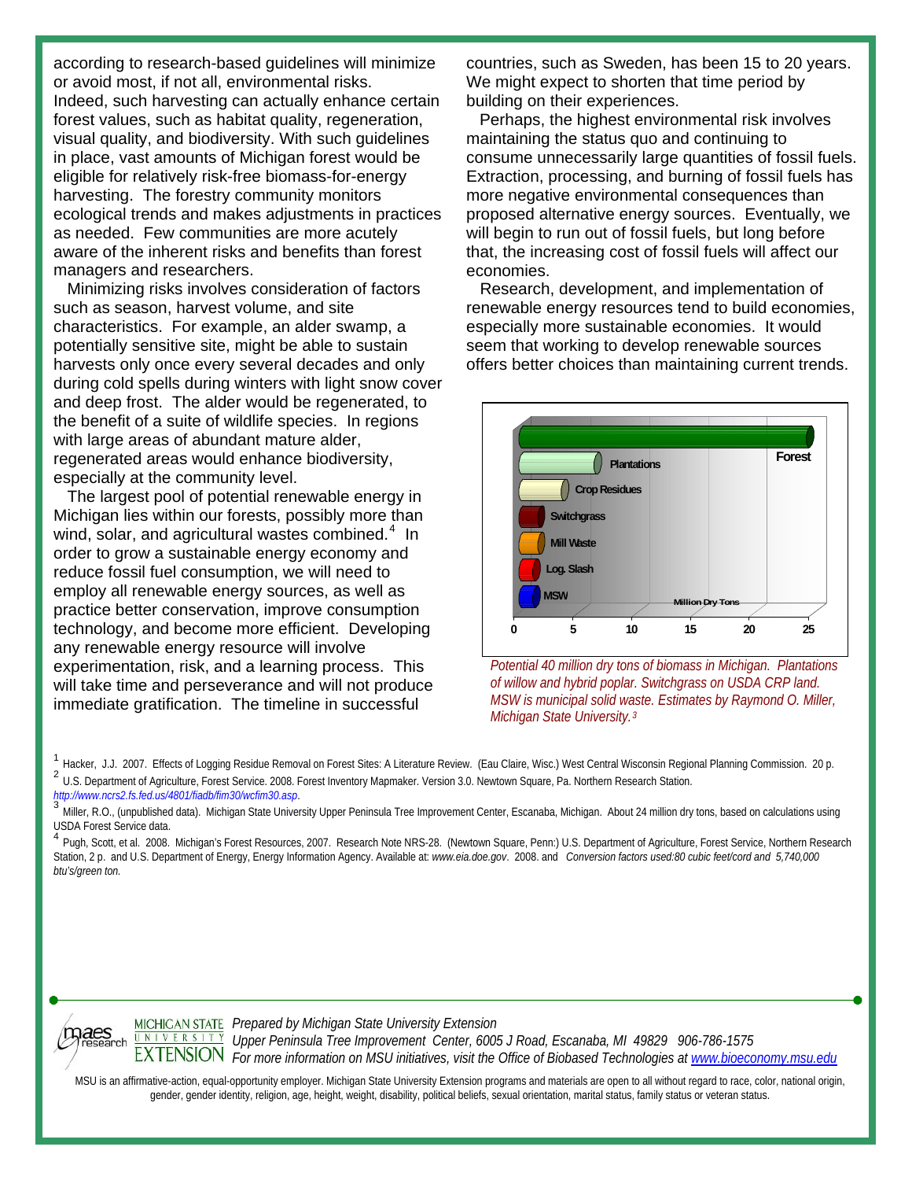according to research-based guidelines will minimize or avoid most, if not all, environmental risks. Indeed, such harvesting can actually enhance certain forest values, such as habitat quality, regeneration, visual quality, and biodiversity. With such guidelines in place, vast amounts of Michigan forest would be eligible for relatively risk-free biomass-for-energy harvesting. The forestry community monitors ecological trends and makes adjustments in practices as needed. Few communities are more acutely aware of the inherent risks and benefits than forest managers and researchers.

Minimizing risks involves consideration of factors such as season, harvest volume, and site characteristics. For example, an alder swamp, a potentially sensitive site, might be able to sustain harvests only once every several decades and only during cold spells during winters with light snow cover and deep frost. The alder would be regenerated, to the benefit of a suite of wildlife species. In regions with large areas of abundant mature alder, regenerated areas would enhance biodiversity, especially at the community level.

The largest pool of potential renewable energy in Michigan lies within our forests, possibly more than wind, solar, and agricultural wastes combined.[4] In order to grow a sustainable energy economy and reduce fossil fuel consumption, we will need to employ all renewable energy sources, as well as practice better conservation, improve consumption technology, and become more efficient. Developing any renewable energy resource will involve experimentation, risk, and a learning process. This will take time and perseverance and will not produce immediate gratification. The timeline in successful countries, such as Sweden, has been 15 to 20 years. We might expect to shorten that time period by building on their experiences.

Perhaps, the highest environmental risk involves maintaining the status quo and continuing to consume unnecessarily large quantities of fossil fuels. Extraction, processing, and burning of fossil fuels has more negative environmental consequences than proposed alternative energy sources. Eventually, we will begin to run out of fossil fuels, but long before that, the increasing cost of fossil fuels will affect our economies.

Research, development, and implementation of renewable energy resources tend to build economies, especially more sustainable economies. It would seem that working to develop renewable sources offers better choices than maintaining current trends.

Forest
Plantations
Crop Residues
Switchgrass
Mill Waste
Log. Slash
MSW
Million Dry Tons
0 5 10 15 20 25

*Potential 40 million dry tons of biomass in Michigan. Plantations of willow and hybrid poplar. Switchgrass on USDA CRP land. MSW is municipal solid waste. Estimates by Raymond O. Miller, Michigan State University.[3]*

[1] Hacker, J.J. 2007. Effects of Logging Residue Removal on Forest Sites: A Literature Review. (Eau Claire, Wisc.) West Central Wisconsin Regional Planning Commission. 20 p.

[2] U.S. Department of Agriculture, Forest Service. 2008. Forest Inventory Mapmaker. Version 3.0. Newtown Square, Pa. Northern Research Station. *http://www.ncrs2.fs.fed.us/4801/fiadb/fim30/wcfim30.asp*.

[3] Miller, R.O., (unpublished data). Michigan State University Upper Peninsula Tree Improvement Center, Escanaba, Michigan. About 24 million dry tons, based on calculations using USDA Forest Service data.

[4] Pugh, Scott, et al. 2008. Michigan's Forest Resources, 2007. Research Note NRS-28. (Newtown Square, Penn:) U.S. Department of Agriculture, Forest Service, Northern Research Station, 2 p. and U.S. Department of Energy, Energy Information Agency. Available at: *www.eia.doe.gov*. 2008. and *Conversion factors used:80 cubic feet/cord and 5,740,000 btu's/green ton.*

*Prepared by Michigan State University Extension*
*Upper Peninsula Tree Improvement Center, 6005 J Road, Escanaba, MI 49829 906-786-1575*
*For more information on MSU initiatives, visit the Office of Biobased Technologies at www.bioeconomy.msu.edu*

MSU is an affirmative-action, equal-opportunity employer. Michigan State University Extension programs and materials are open to all without regard to race, color, national origin, gender, gender identity, religion, age, height, weight, disability, political beliefs, sexual orientation, marital status, family status or veteran status.